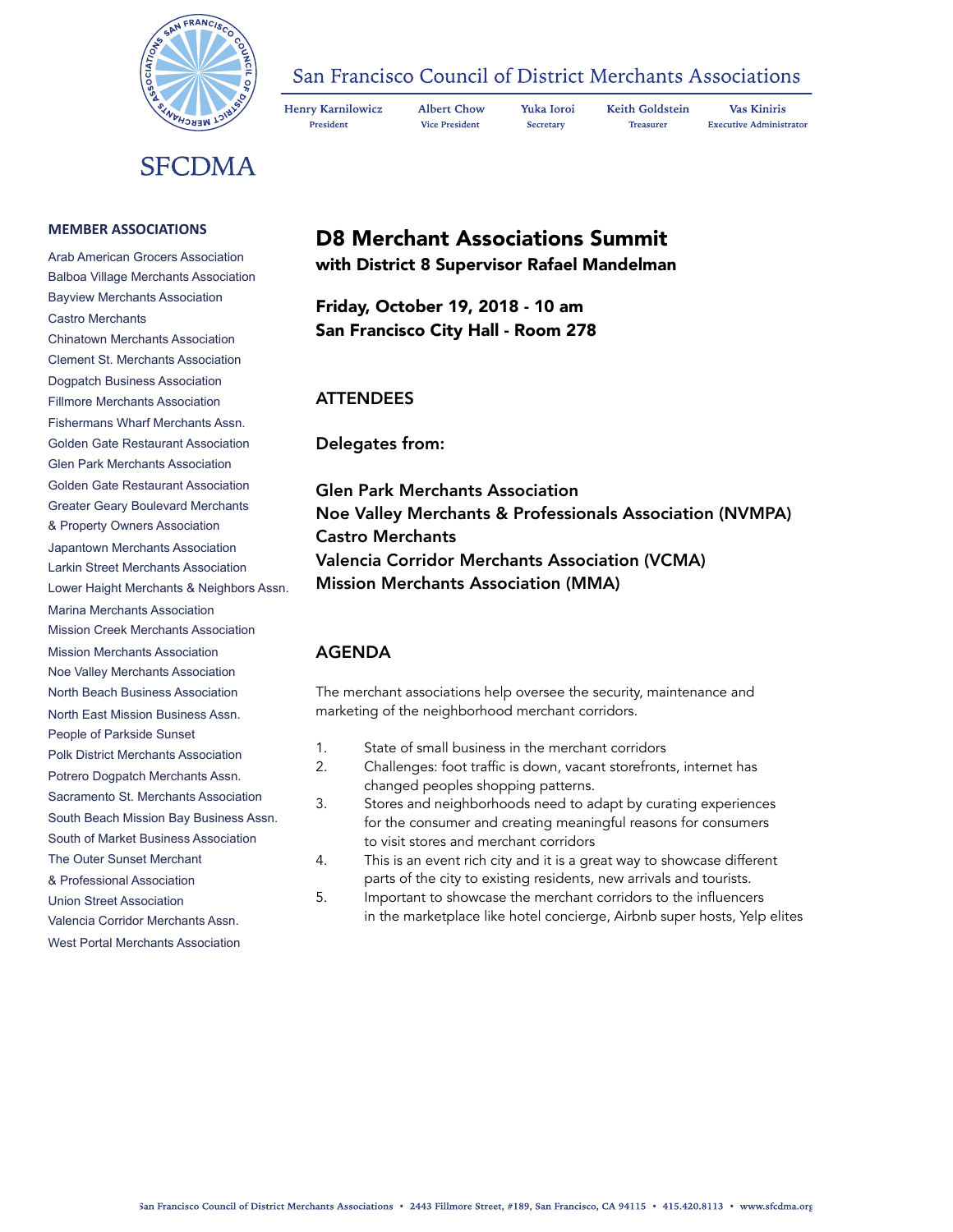San Francisco Council of District Merchants Associations

**Henry Karnilowicz** President | **Albert Chow** Vice President | **Yuka Ioroi** Secretary | **Keith Goldstein** Treasurer | **Vas Kiniris** Executive Administrator

SFCDMA

**MEMBER ASSOCIATIONS**

- Arab American Grocers Association
- Balboa Village Merchants Association
- Bayview Merchants Association
- Castro Merchants
- Chinatown Merchants Association
- Clement St. Merchants Association
- Dogpatch Business Association
- Fillmore Merchants Association
- Fishermans Wharf Merchants Assn.
- Golden Gate Restaurant Association
- Glen Park Merchants Association
- Golden Gate Restaurant Association
- Greater Geary Boulevard Merchants & Property Owners Association
- Japantown Merchants Association
- Larkin Street Merchants Association
- Lower Haight Merchants & Neighbors Assn.
- Marina Merchants Association
- Mission Creek Merchants Association
- Mission Merchants Association
- Noe Valley Merchants Association
- North Beach Business Association
- North East Mission Business Assn.
- People of Parkside Sunset
- Polk District Merchants Association
- Potrero Dogpatch Merchants Assn.
- Sacramento St. Merchants Association
- South Beach Mission Bay Business Assn.
- South of Market Business Association
- The Outer Sunset Merchant & Professional Association
- Union Street Association
- Valencia Corridor Merchants Assn.
- West Portal Merchants Association

# D8 Merchant Associations Summit

**with District 8 Supervisor Rafael Mandelman**

**Friday, October 19, 2018 - 10 am**
**San Francisco City Hall - Room 278**

## ATTENDEES

**Delegates from:**

**Glen Park Merchants Association**
**Noe Valley Merchants & Professionals Association (NVMPA)**
**Castro Merchants**
**Valencia Corridor Merchants Association (VCMA)**
**Mission Merchants Association (MMA)**

## AGENDA

The merchant associations help oversee the security, maintenance and marketing of the neighborhood merchant corridors.

1. State of small business in the merchant corridors
2. Challenges: foot traffic is down, vacant storefronts, internet has changed peoples shopping patterns.
3. Stores and neighborhoods need to adapt by curating experiences for the consumer and creating meaningful reasons for consumers to visit stores and merchant corridors
4. This is an event rich city and it is a great way to showcase different parts of the city to existing residents, new arrivals and tourists.
5. Important to showcase the merchant corridors to the influencers in the marketplace like hotel concierge, Airbnb super hosts, Yelp elites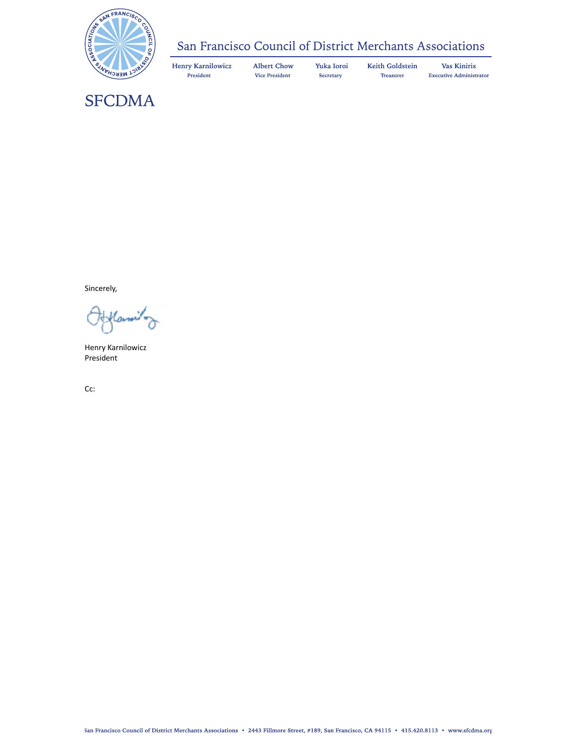# San Francisco Council of District Merchants Associations

| Henry Karnilowicz | Albert Chow | Yuka Ioroi | Keith Goldstein | Vas Kiniris |
|---|---|---|---|---|
| President | Vice President | Secretary | Treasurer | Executive Administrator |

SFCDMA

Sincerely,

Henry Karnilowicz
President

Cc:

San Francisco Council of District Merchants Associations • 2443 Fillmore Street, #189, San Francisco, CA 94115 • 415.420.8113 • www.sfcdma.org